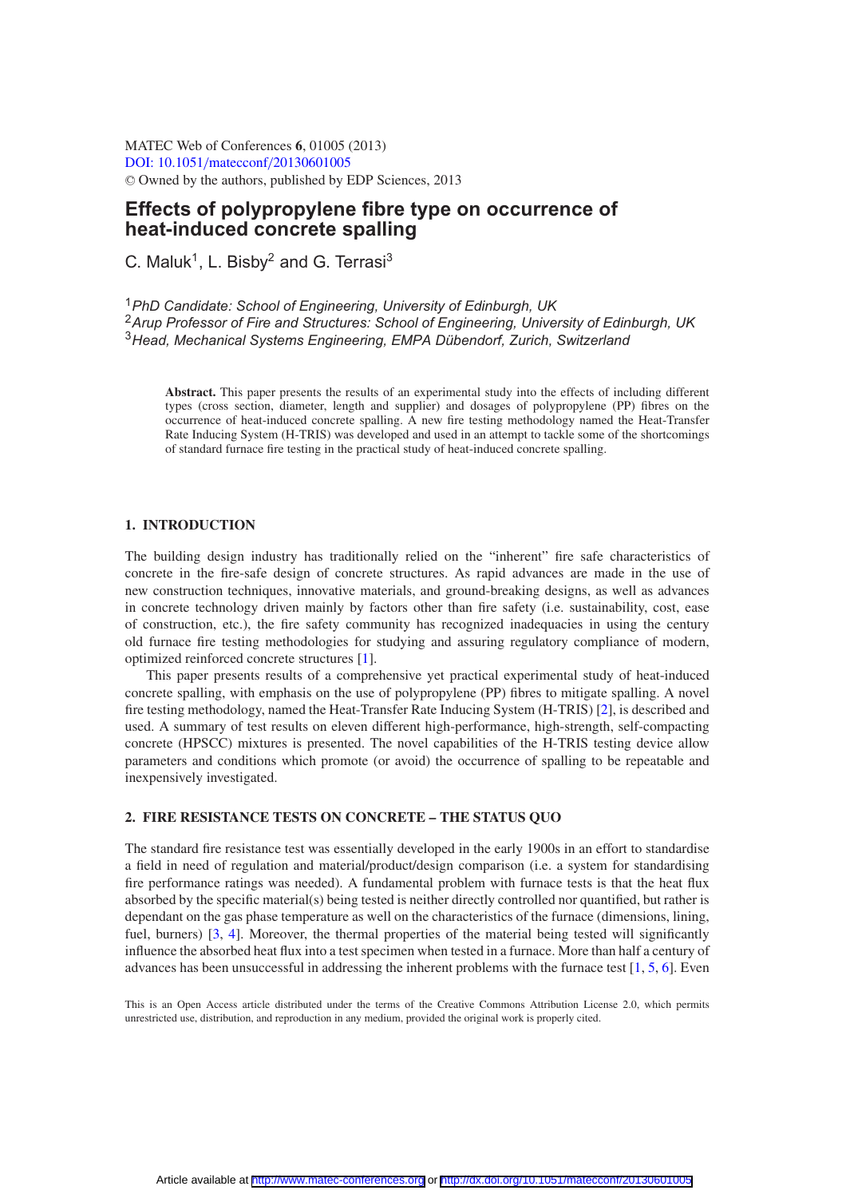# Effects of polypropylene fibre type on occurrence of heat-induced concrete spalling

C. Maluk[1], L. Bisby[2] and G. Terrasi[3]

[1] *PhD Candidate: School of Engineering, University of Edinburgh, UK*
[2] *Arup Professor of Fire and Structures: School of Engineering, University of Edinburgh, UK*
[3] *Head, Mechanical Systems Engineering, EMPA Dübendorf, Zurich, Switzerland*

**Abstract.** This paper presents the results of an experimental study into the effects of including different types (cross section, diameter, length and supplier) and dosages of polypropylene (PP) fibres on the occurrence of heat-induced concrete spalling. A new fire testing methodology named the Heat-Transfer Rate Inducing System (H-TRIS) was developed and used in an attempt to tackle some of the shortcomings of standard furnace fire testing in the practical study of heat-induced concrete spalling.

## 1. INTRODUCTION

The building design industry has traditionally relied on the "inherent" fire safe characteristics of concrete in the fire-safe design of concrete structures. As rapid advances are made in the use of new construction techniques, innovative materials, and ground-breaking designs, as well as advances in concrete technology driven mainly by factors other than fire safety (i.e. sustainability, cost, ease of construction, etc.), the fire safety community has recognized inadequacies in using the century old furnace fire testing methodologies for studying and assuring regulatory compliance of modern, optimized reinforced concrete structures [1].

This paper presents results of a comprehensive yet practical experimental study of heat-induced concrete spalling, with emphasis on the use of polypropylene (PP) fibres to mitigate spalling. A novel fire testing methodology, named the Heat-Transfer Rate Inducing System (H-TRIS) [2], is described and used. A summary of test results on eleven different high-performance, high-strength, self-compacting concrete (HPSCC) mixtures is presented. The novel capabilities of the H-TRIS testing device allow parameters and conditions which promote (or avoid) the occurrence of spalling to be repeatable and inexpensively investigated.

## 2. FIRE RESISTANCE TESTS ON CONCRETE – THE STATUS QUO

The standard fire resistance test was essentially developed in the early 1900s in an effort to standardise a field in need of regulation and material/product/design comparison (i.e. a system for standardising fire performance ratings was needed). A fundamental problem with furnace tests is that the heat flux absorbed by the specific material(s) being tested is neither directly controlled nor quantified, but rather is dependant on the gas phase temperature as well on the characteristics of the furnace (dimensions, lining, fuel, burners) [3, 4]. Moreover, the thermal properties of the material being tested will significantly influence the absorbed heat flux into a test specimen when tested in a furnace. More than half a century of advances has been unsuccessful in addressing the inherent problems with the furnace test [1, 5, 6]. Even

This is an Open Access article distributed under the terms of the Creative Commons Attribution License 2.0, which permits unrestricted use, distribution, and reproduction in any medium, provided the original work is properly cited.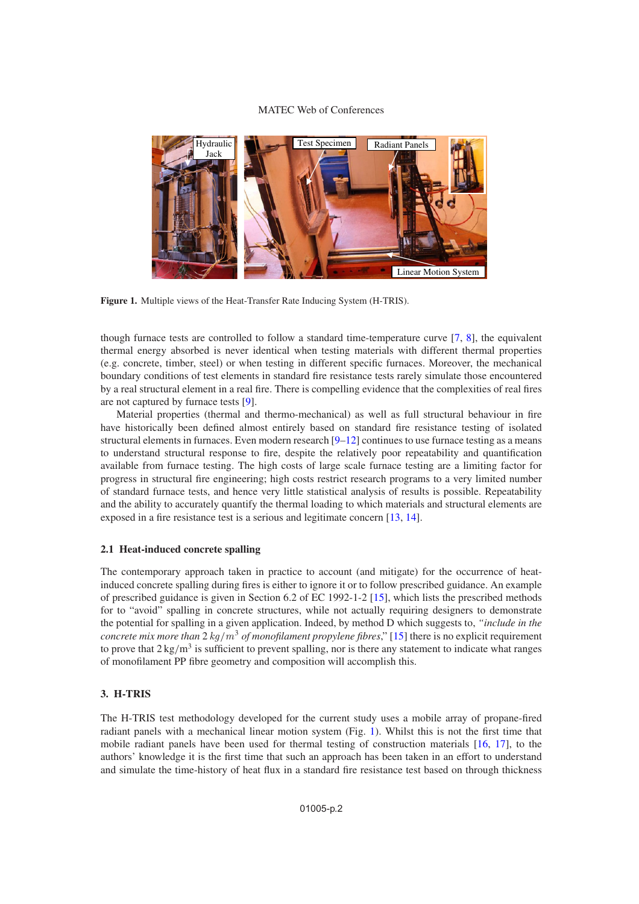Figure 1. Multiple views of the Heat-Transfer Rate Inducing System (H-TRIS).

though furnace tests are controlled to follow a standard time-temperature curve [7, 8], the equivalent thermal energy absorbed is never identical when testing materials with different thermal properties (e.g. concrete, timber, steel) or when testing in different specific furnaces. Moreover, the mechanical boundary conditions of test elements in standard fire resistance tests rarely simulate those encountered by a real structural element in a real fire. There is compelling evidence that the complexities of real fires are not captured by furnace tests [9].

Material properties (thermal and thermo-mechanical) as well as full structural behaviour in fire have historically been defined almost entirely based on standard fire resistance testing of isolated structural elements in furnaces. Even modern research [9–12] continues to use furnace testing as a means to understand structural response to fire, despite the relatively poor repeatability and quantification available from furnace testing. The high costs of large scale furnace testing are a limiting factor for progress in structural fire engineering; high costs restrict research programs to a very limited number of standard furnace tests, and hence very little statistical analysis of results is possible. Repeatability and the ability to accurately quantify the thermal loading to which materials and structural elements are exposed in a fire resistance test is a serious and legitimate concern [13, 14].

### 2.1 Heat-induced concrete spalling

The contemporary approach taken in practice to account (and mitigate) for the occurrence of heat-induced concrete spalling during fires is either to ignore it or to follow prescribed guidance. An example of prescribed guidance is given in Section 6.2 of EC 1992-1-2 [15], which lists the prescribed methods for to "avoid" spalling in concrete structures, while not actually requiring designers to demonstrate the potential for spalling in a given application. Indeed, by method D which suggests to, *"include in the concrete mix more than 2 $kg/m^3$ of monofilament propylene fibres,"* [15] there is no explicit requirement to prove that 2 $kg/m^3$ is sufficient to prevent spalling, nor is there any statement to indicate what ranges of monofilament PP fibre geometry and composition will accomplish this.

## 3. H-TRIS

The H-TRIS test methodology developed for the current study uses a mobile array of propane-fired radiant panels with a mechanical linear motion system (Fig. 1). Whilst this is not the first time that mobile radiant panels have been used for thermal testing of construction materials [16, 17], to the authors' knowledge it is the first time that such an approach has been taken in an effort to understand and simulate the time-history of heat flux in a standard fire resistance test based on through thickness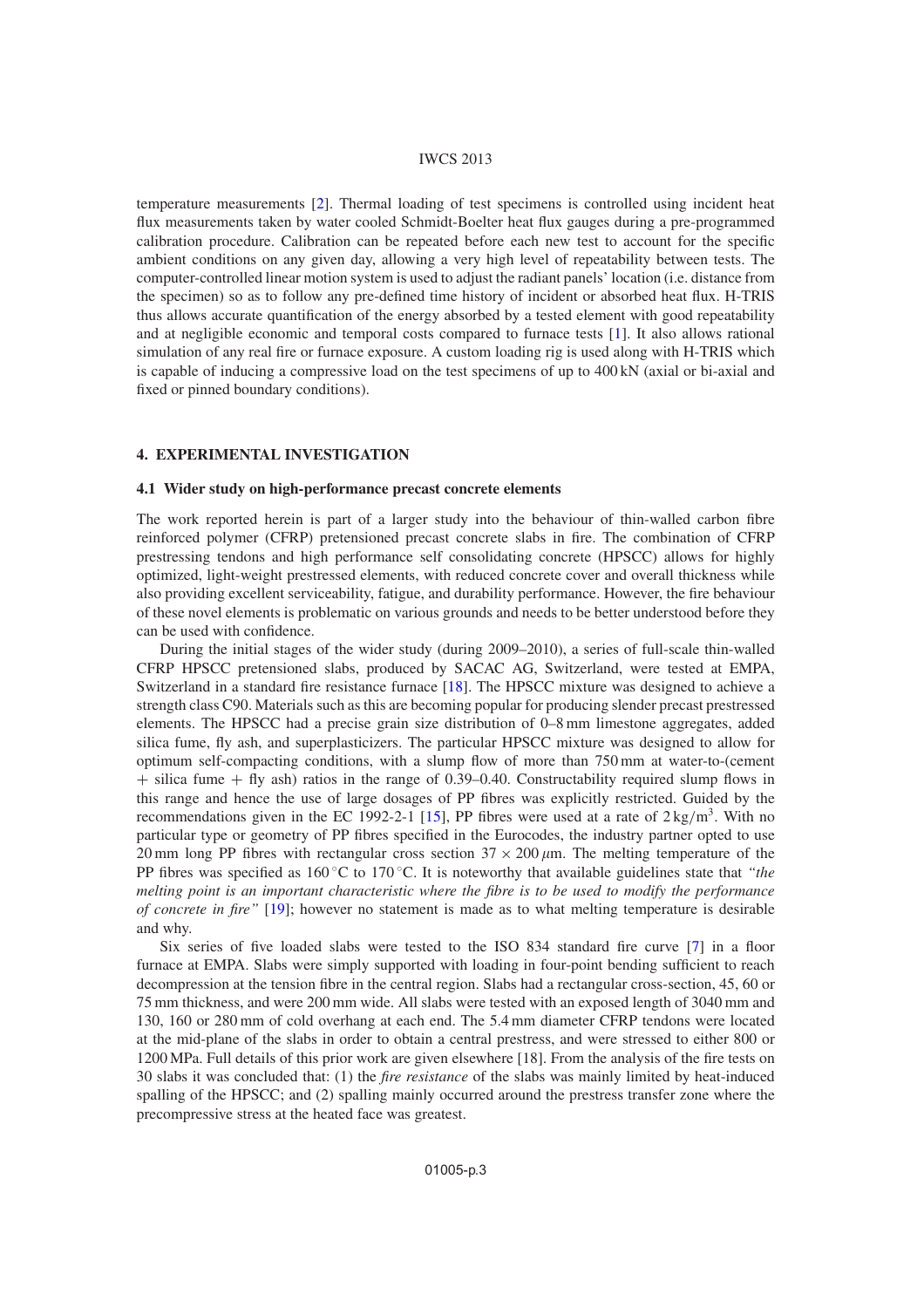temperature measurements [2]. Thermal loading of test specimens is controlled using incident heat flux measurements taken by water cooled Schmidt-Boelter heat flux gauges during a pre-programmed calibration procedure. Calibration can be repeated before each new test to account for the specific ambient conditions on any given day, allowing a very high level of repeatability between tests. The computer-controlled linear motion system is used to adjust the radiant panels' location (i.e. distance from the specimen) so as to follow any pre-defined time history of incident or absorbed heat flux. H-TRIS thus allows accurate quantification of the energy absorbed by a tested element with good repeatability and at negligible economic and temporal costs compared to furnace tests [1]. It also allows rational simulation of any real fire or furnace exposure. A custom loading rig is used along with H-TRIS which is capable of inducing a compressive load on the test specimens of up to 400 kN (axial or bi-axial and fixed or pinned boundary conditions).

## 4. EXPERIMENTAL INVESTIGATION

### 4.1 Wider study on high-performance precast concrete elements

The work reported herein is part of a larger study into the behaviour of thin-walled carbon fibre reinforced polymer (CFRP) pretensioned precast concrete slabs in fire. The combination of CFRP prestressing tendons and high performance self consolidating concrete (HPSCC) allows for highly optimized, light-weight prestressed elements, with reduced concrete cover and overall thickness while also providing excellent serviceability, fatigue, and durability performance. However, the fire behaviour of these novel elements is problematic on various grounds and needs to be better understood before they can be used with confidence.

During the initial stages of the wider study (during 2009–2010), a series of full-scale thin-walled CFRP HPSCC pretensioned slabs, produced by SACAC AG, Switzerland, were tested at EMPA, Switzerland in a standard fire resistance furnace [18]. The HPSCC mixture was designed to achieve a strength class C90. Materials such as this are becoming popular for producing slender precast prestressed elements. The HPSCC had a precise grain size distribution of 0–8 mm limestone aggregates, added silica fume, fly ash, and superplasticizers. The particular HPSCC mixture was designed to allow for optimum self-compacting conditions, with a slump flow of more than 750 mm at water-to-(cement + silica fume + fly ash) ratios in the range of 0.39–0.40. Constructability required slump flows in this range and hence the use of large dosages of PP fibres was explicitly restricted. Guided by the recommendations given in the EC 1992-2-1 [15], PP fibres were used at a rate of $2\,\mathrm{kg/m^3}$. With no particular type or geometry of PP fibres specified in the Eurocodes, the industry partner opted to use 20 mm long PP fibres with rectangular cross section $37 \times 200\,\mu$m. The melting temperature of the PP fibres was specified as $160\,^\circ$C to $170\,^\circ$C. It is noteworthy that available guidelines state that *"the melting point is an important characteristic where the fibre is to be used to modify the performance of concrete in fire"* [19]; however no statement is made as to what melting temperature is desirable and why.

Six series of five loaded slabs were tested to the ISO 834 standard fire curve [7] in a floor furnace at EMPA. Slabs were simply supported with loading in four-point bending sufficient to reach decompression at the tension fibre in the central region. Slabs had a rectangular cross-section, 45, 60 or 75 mm thickness, and were 200 mm wide. All slabs were tested with an exposed length of 3040 mm and 130, 160 or 280 mm of cold overhang at each end. The 5.4 mm diameter CFRP tendons were located at the mid-plane of the slabs in order to obtain a central prestress, and were stressed to either 800 or 1200 MPa. Full details of this prior work are given elsewhere [18]. From the analysis of the fire tests on 30 slabs it was concluded that: (1) the *fire resistance* of the slabs was mainly limited by heat-induced spalling of the HPSCC; and (2) spalling mainly occurred around the prestress transfer zone where the precompressive stress at the heated face was greatest.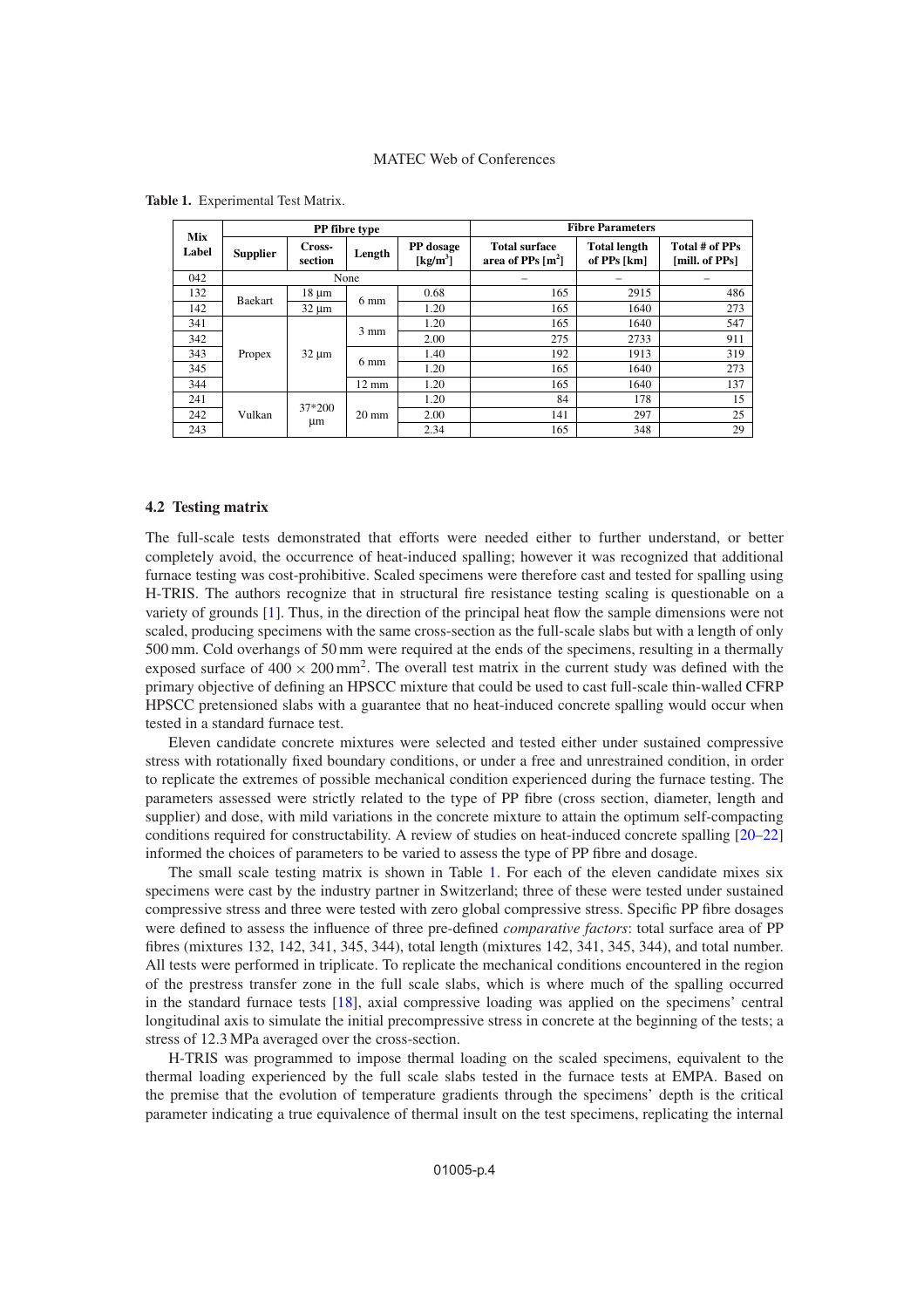**Table 1.** Experimental Test Matrix.

| Mix Label | PP fibre type | | | | Fibre Parameters | | |
|---|---|---|---|---|---|---|---|
| | Supplier | Cross-section | Length | PP dosage [kg/m$^3$] | Total surface area of PPs [m$^2$] | Total length of PPs [km] | Total # of PPs [mill. of PPs] |
| 042 | None | | | | – | – | – |
| 132 | Baekart | 18 µm | 6 mm | 0.68 | 165 | 2915 | 486 |
| 142 | | 32 µm | | 1.20 | 165 | 1640 | 273 |
| 341 | Propex | 32 µm | 3 mm | 1.20 | 165 | 1640 | 547 |
| 342 | | | | 2.00 | 275 | 2733 | 911 |
| 343 | | | 6 mm | 1.40 | 192 | 1913 | 319 |
| 345 | | | | 1.20 | 165 | 1640 | 273 |
| 344 | | | 12 mm | 1.20 | 165 | 1640 | 137 |
| 241 | Vulkan | 37*200 µm | 20 mm | 1.20 | 84 | 178 | 15 |
| 242 | | | | 2.00 | 141 | 297 | 25 |
| 243 | | | | 2.34 | 165 | 348 | 29 |

### 4.2 Testing matrix

The full-scale tests demonstrated that efforts were needed either to further understand, or better completely avoid, the occurrence of heat-induced spalling; however it was recognized that additional furnace testing was cost-prohibitive. Scaled specimens were therefore cast and tested for spalling using H-TRIS. The authors recognize that in structural fire resistance testing scaling is questionable on a variety of grounds [1]. Thus, in the direction of the principal heat flow the sample dimensions were not scaled, producing specimens with the same cross-section as the full-scale slabs but with a length of only 500 mm. Cold overhangs of 50 mm were required at the ends of the specimens, resulting in a thermally exposed surface of $400 \times 200\,\text{mm}^2$. The overall test matrix in the current study was defined with the primary objective of defining an HPSCC mixture that could be used to cast full-scale thin-walled CFRP HPSCC pretensioned slabs with a guarantee that no heat-induced concrete spalling would occur when tested in a standard furnace test.

Eleven candidate concrete mixtures were selected and tested either under sustained compressive stress with rotationally fixed boundary conditions, or under a free and unrestrained condition, in order to replicate the extremes of possible mechanical condition experienced during the furnace testing. The parameters assessed were strictly related to the type of PP fibre (cross section, diameter, length and supplier) and dose, with mild variations in the concrete mixture to attain the optimum self-compacting conditions required for constructability. A review of studies on heat-induced concrete spalling [20–22] informed the choices of parameters to be varied to assess the type of PP fibre and dosage.

The small scale testing matrix is shown in Table 1. For each of the eleven candidate mixes six specimens were cast by the industry partner in Switzerland; three of these were tested under sustained compressive stress and three were tested with zero global compressive stress. Specific PP fibre dosages were defined to assess the influence of three pre-defined *comparative factors*: total surface area of PP fibres (mixtures 132, 142, 341, 345, 344), total length (mixtures 142, 341, 345, 344), and total number. All tests were performed in triplicate. To replicate the mechanical conditions encountered in the region of the prestress transfer zone in the full scale slabs, which is where much of the spalling occurred in the standard furnace tests [18], axial compressive loading was applied on the specimens' central longitudinal axis to simulate the initial precompressive stress in concrete at the beginning of the tests; a stress of 12.3 MPa averaged over the cross-section.

H-TRIS was programmed to impose thermal loading on the scaled specimens, equivalent to the thermal loading experienced by the full scale slabs tested in the furnace tests at EMPA. Based on the premise that the evolution of temperature gradients through the specimens' depth is the critical parameter indicating a true equivalence of thermal insult on the test specimens, replicating the internal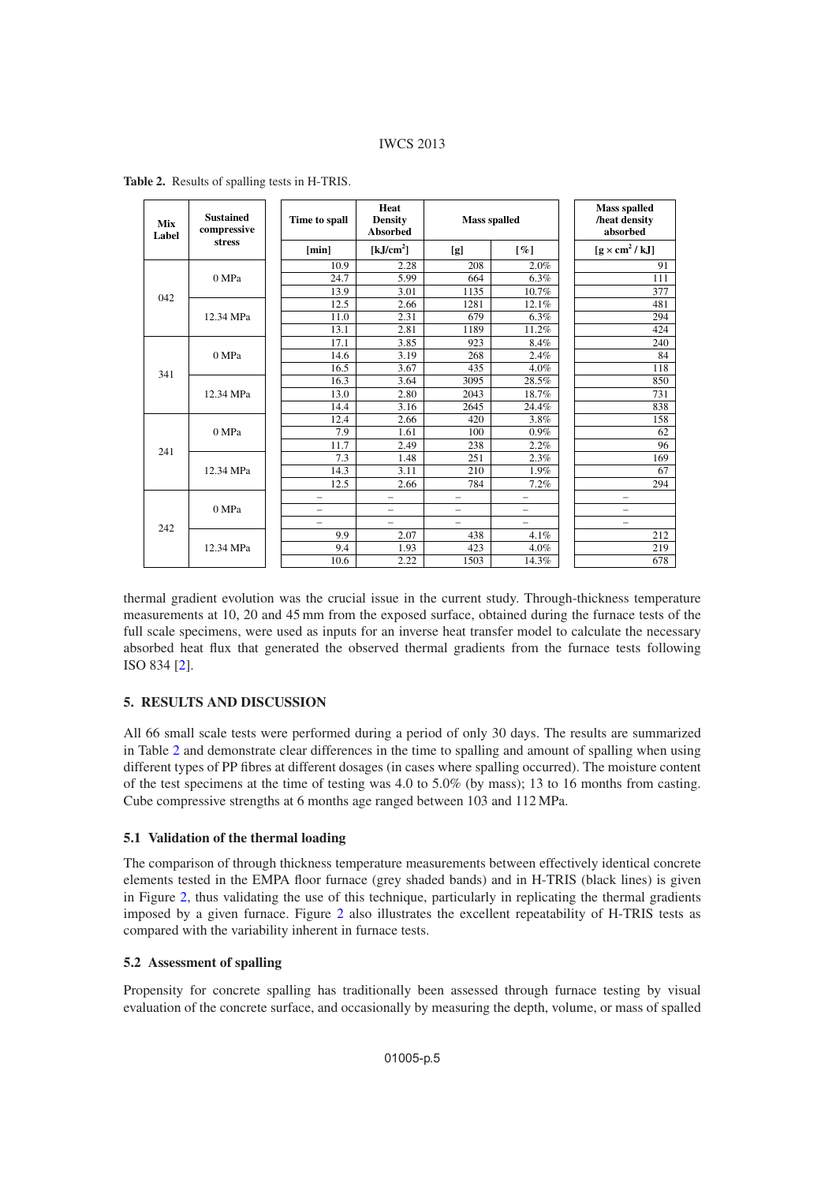**Table 2.** Results of spalling tests in H-TRIS.

| Mix Label | Sustained compressive stress | Time to spall | Heat Density Absorbed | Mass spalled | | Mass spalled /heat density absorbed |
|---|---|---|---|---|---|---|
| | | [min] | [kJ/cm$^2$] | [g] | [%] | [g × cm$^2$ / kJ] |
| 042 | 0 MPa | 10.9 | 2.28 | 208 | 2.0% | 91 |
| | | 24.7 | 5.99 | 664 | 6.3% | 111 |
| | | 13.9 | 3.01 | 1135 | 10.7% | 377 |
| | 12.34 MPa | 12.5 | 2.66 | 1281 | 12.1% | 481 |
| | | 11.0 | 2.31 | 679 | 6.3% | 294 |
| | | 13.1 | 2.81 | 1189 | 11.2% | 424 |
| 341 | 0 MPa | 17.1 | 3.85 | 923 | 8.4% | 240 |
| | | 14.6 | 3.19 | 268 | 2.4% | 84 |
| | | 16.5 | 3.67 | 435 | 4.0% | 118 |
| | 12.34 MPa | 16.3 | 3.64 | 3095 | 28.5% | 850 |
| | | 13.0 | 2.80 | 2043 | 18.7% | 731 |
| | | 14.4 | 3.16 | 2645 | 24.4% | 838 |
| 241 | 0 MPa | 12.4 | 2.66 | 420 | 3.8% | 158 |
| | | 7.9 | 1.61 | 100 | 0.9% | 62 |
| | | 11.7 | 2.49 | 238 | 2.2% | 96 |
| | 12.34 MPa | 7.3 | 1.48 | 251 | 2.3% | 169 |
| | | 14.3 | 3.11 | 210 | 1.9% | 67 |
| | | 12.5 | 2.66 | 784 | 7.2% | 294 |
| 242 | 0 MPa | – | – | – | – | – |
| | | – | – | – | – | – |
| | | – | – | – | – | – |
| | 12.34 MPa | 9.9 | 2.07 | 438 | 4.1% | 212 |
| | | 9.4 | 1.93 | 423 | 4.0% | 219 |
| | | 10.6 | 2.22 | 1503 | 14.3% | 678 |

thermal gradient evolution was the crucial issue in the current study. Through-thickness temperature measurements at 10, 20 and 45 mm from the exposed surface, obtained during the furnace tests of the full scale specimens, were used as inputs for an inverse heat transfer model to calculate the necessary absorbed heat flux that generated the observed thermal gradients from the furnace tests following ISO 834 [2].

## 5. RESULTS AND DISCUSSION

All 66 small scale tests were performed during a period of only 30 days. The results are summarized in Table 2 and demonstrate clear differences in the time to spalling and amount of spalling when using different types of PP fibres at different dosages (in cases where spalling occurred). The moisture content of the test specimens at the time of testing was 4.0 to 5.0% (by mass); 13 to 16 months from casting. Cube compressive strengths at 6 months age ranged between 103 and 112 MPa.

### 5.1 Validation of the thermal loading

The comparison of through thickness temperature measurements between effectively identical concrete elements tested in the EMPA floor furnace (grey shaded bands) and in H-TRIS (black lines) is given in Figure 2, thus validating the use of this technique, particularly in replicating the thermal gradients imposed by a given furnace. Figure 2 also illustrates the excellent repeatability of H-TRIS tests as compared with the variability inherent in furnace tests.

### 5.2 Assessment of spalling

Propensity for concrete spalling has traditionally been assessed through furnace testing by visual evaluation of the concrete surface, and occasionally by measuring the depth, volume, or mass of spalled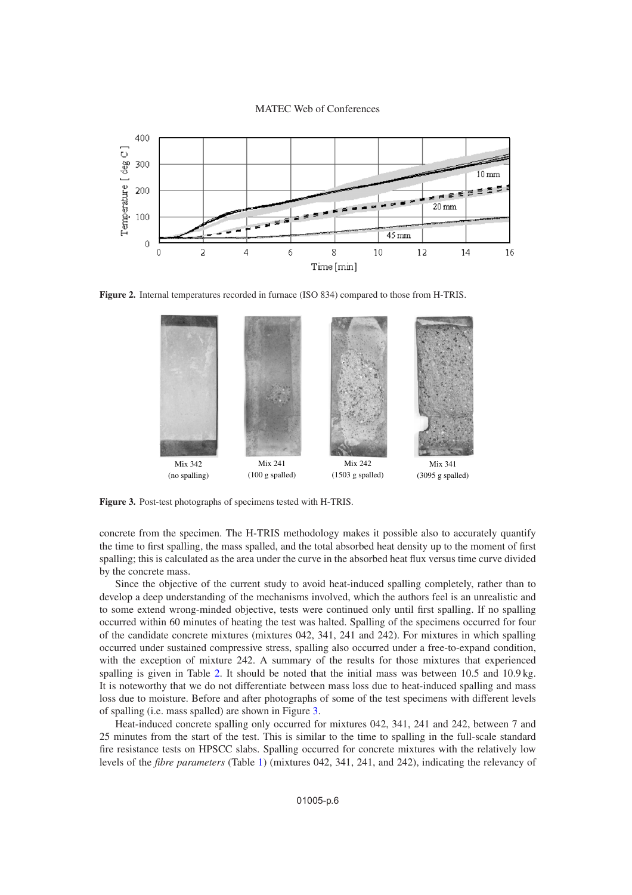Figure 2. Internal temperatures recorded in furnace (ISO 834) compared to those from H-TRIS.

Figure 3. Post-test photographs of specimens tested with H-TRIS.

concrete from the specimen. The H-TRIS methodology makes it possible also to accurately quantify the time to first spalling, the mass spalled, and the total absorbed heat density up to the moment of first spalling; this is calculated as the area under the curve in the absorbed heat flux versus time curve divided by the concrete mass.

Since the objective of the current study to avoid heat-induced spalling completely, rather than to develop a deep understanding of the mechanisms involved, which the authors feel is an unrealistic and to some extend wrong-minded objective, tests were continued only until first spalling. If no spalling occurred within 60 minutes of heating the test was halted. Spalling of the specimens occurred for four of the candidate concrete mixtures (mixtures 042, 341, 241 and 242). For mixtures in which spalling occurred under sustained compressive stress, spalling also occurred under a free-to-expand condition, with the exception of mixture 242. A summary of the results for those mixtures that experienced spalling is given in Table 2. It should be noted that the initial mass was between 10.5 and 10.9 kg. It is noteworthy that we do not differentiate between mass loss due to heat-induced spalling and mass loss due to moisture. Before and after photographs of some of the test specimens with different levels of spalling (i.e. mass spalled) are shown in Figure 3.

Heat-induced concrete spalling only occurred for mixtures 042, 341, 241 and 242, between 7 and 25 minutes from the start of the test. This is similar to the time to spalling in the full-scale standard fire resistance tests on HPSCC slabs. Spalling occurred for concrete mixtures with the relatively low levels of the *fibre parameters* (Table 1) (mixtures 042, 341, 241, and 242), indicating the relevancy of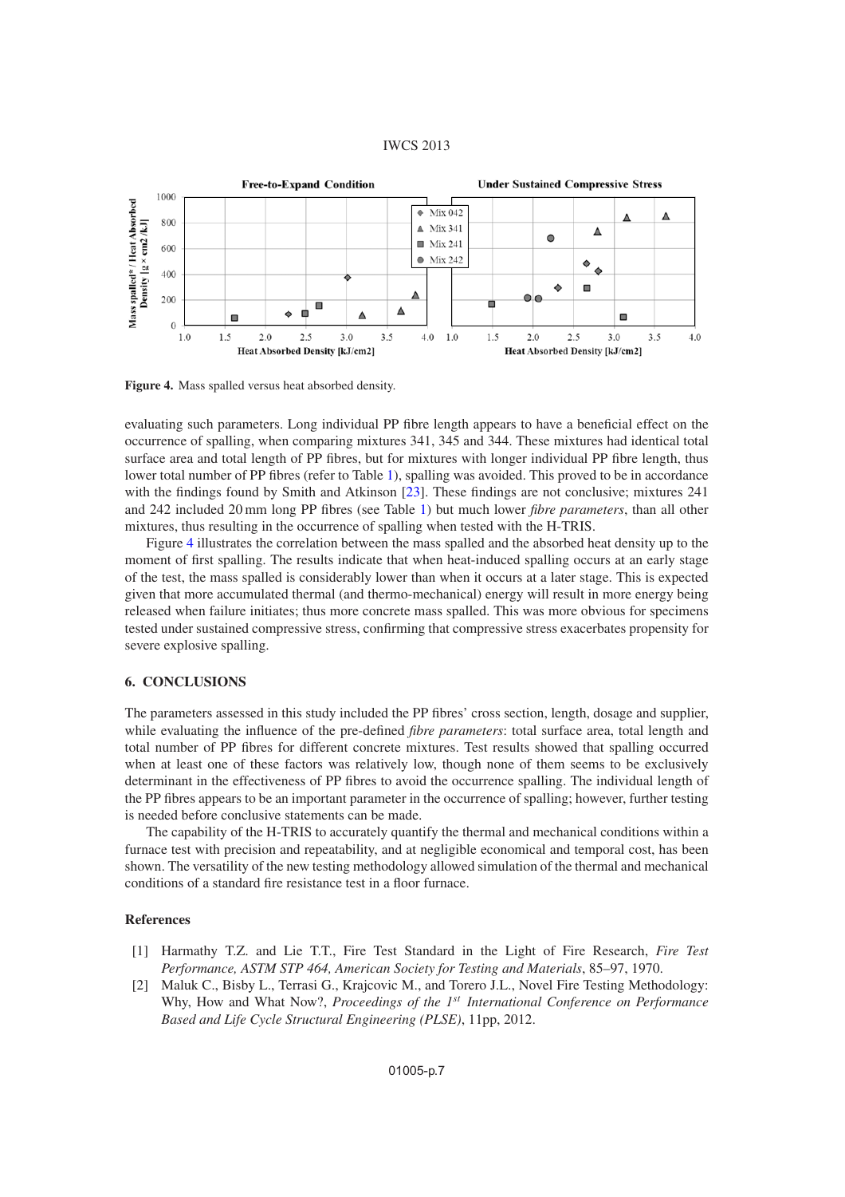Figure 4. Mass spalled versus heat absorbed density.

evaluating such parameters. Long individual PP fibre length appears to have a beneficial effect on the occurrence of spalling, when comparing mixtures 341, 345 and 344. These mixtures had identical total surface area and total length of PP fibres, but for mixtures with longer individual PP fibre length, thus lower total number of PP fibres (refer to Table 1), spalling was avoided. This proved to be in accordance with the findings found by Smith and Atkinson [23]. These findings are not conclusive; mixtures 241 and 242 included 20 mm long PP fibres (see Table 1) but much lower *fibre parameters*, than all other mixtures, thus resulting in the occurrence of spalling when tested with the H-TRIS.

Figure 4 illustrates the correlation between the mass spalled and the absorbed heat density up to the moment of first spalling. The results indicate that when heat-induced spalling occurs at an early stage of the test, the mass spalled is considerably lower than when it occurs at a later stage. This is expected given that more accumulated thermal (and thermo-mechanical) energy will result in more energy being released when failure initiates; thus more concrete mass spalled. This was more obvious for specimens tested under sustained compressive stress, confirming that compressive stress exacerbates propensity for severe explosive spalling.

## 6. CONCLUSIONS

The parameters assessed in this study included the PP fibres' cross section, length, dosage and supplier, while evaluating the influence of the pre-defined *fibre parameters*: total surface area, total length and total number of PP fibres for different concrete mixtures. Test results showed that spalling occurred when at least one of these factors was relatively low, though none of them seems to be exclusively determinant in the effectiveness of PP fibres to avoid the occurrence spalling. The individual length of the PP fibres appears to be an important parameter in the occurrence of spalling; however, further testing is needed before conclusive statements can be made.

The capability of the H-TRIS to accurately quantify the thermal and mechanical conditions within a furnace test with precision and repeatability, and at negligible economical and temporal cost, has been shown. The versatility of the new testing methodology allowed simulation of the thermal and mechanical conditions of a standard fire resistance test in a floor furnace.

## References

[1] Harmathy T.Z. and Lie T.T., Fire Test Standard in the Light of Fire Research, *Fire Test Performance, ASTM STP 464, American Society for Testing and Materials*, 85–97, 1970.

[2] Maluk C., Bisby L., Terrasi G., Krajcovic M., and Torero J.L., Novel Fire Testing Methodology: Why, How and What Now?, *Proceedings of the 1st International Conference on Performance Based and Life Cycle Structural Engineering (PLSE)*, 11pp, 2012.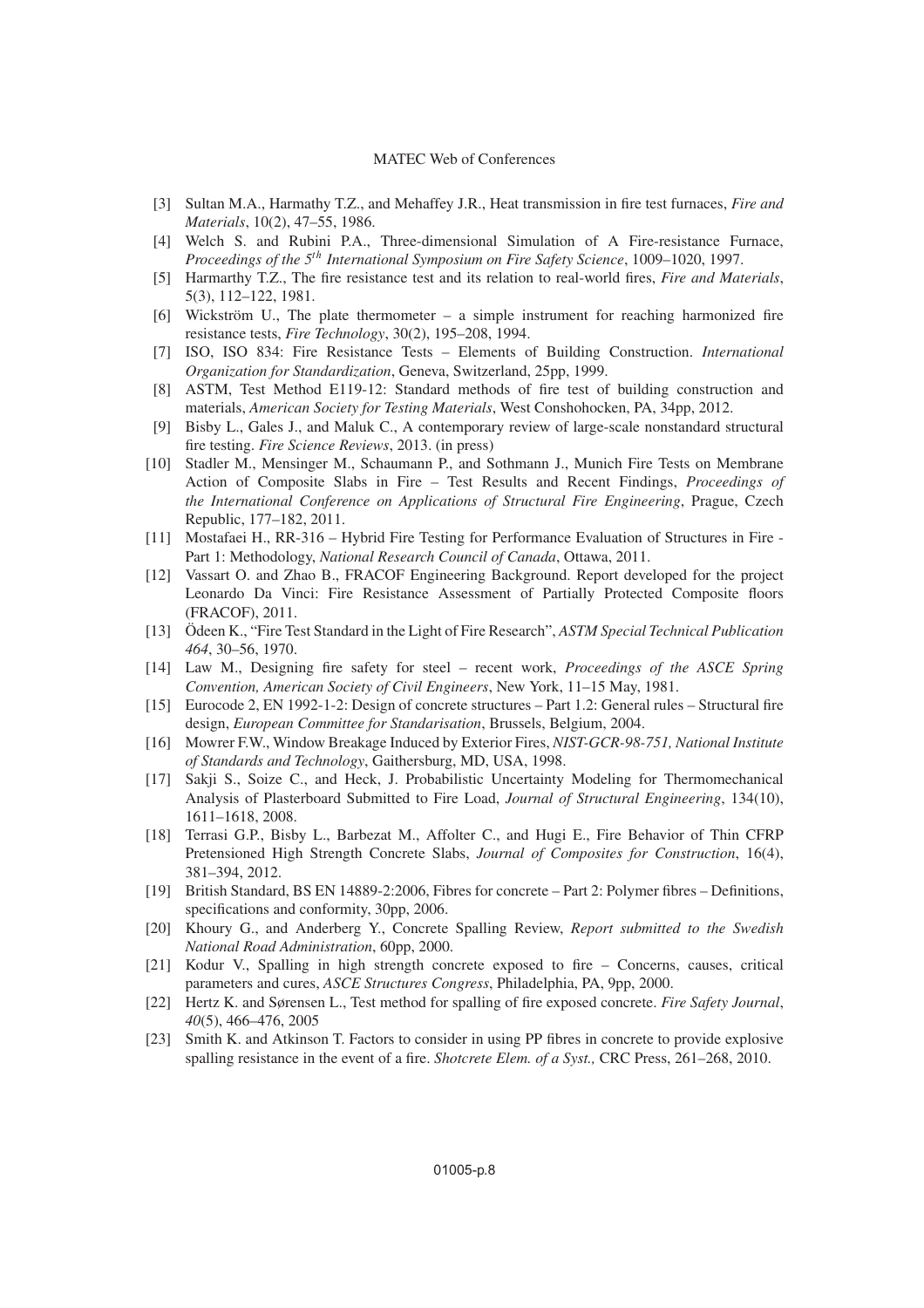[3] Sultan M.A., Harmathy T.Z., and Mehaffey J.R., Heat transmission in fire test furnaces, *Fire and Materials*, 10(2), 47–55, 1986.

[4] Welch S. and Rubini P.A., Three-dimensional Simulation of A Fire-resistance Furnace, *Proceedings of the 5th International Symposium on Fire Safety Science*, 1009–1020, 1997.

[5] Harmarthy T.Z., The fire resistance test and its relation to real-world fires, *Fire and Materials*, 5(3), 112–122, 1981.

[6] Wickström U., The plate thermometer – a simple instrument for reaching harmonized fire resistance tests, *Fire Technology*, 30(2), 195–208, 1994.

[7] ISO, ISO 834: Fire Resistance Tests – Elements of Building Construction. *International Organization for Standardization*, Geneva, Switzerland, 25pp, 1999.

[8] ASTM, Test Method E119-12: Standard methods of fire test of building construction and materials, *American Society for Testing Materials*, West Conshohocken, PA, 34pp, 2012.

[9] Bisby L., Gales J., and Maluk C., A contemporary review of large-scale nonstandard structural fire testing. *Fire Science Reviews*, 2013. (in press)

[10] Stadler M., Mensinger M., Schaumann P., and Sothmann J., Munich Fire Tests on Membrane Action of Composite Slabs in Fire – Test Results and Recent Findings, *Proceedings of the International Conference on Applications of Structural Fire Engineering*, Prague, Czech Republic, 177–182, 2011.

[11] Mostafaei H., RR-316 – Hybrid Fire Testing for Performance Evaluation of Structures in Fire - Part 1: Methodology, *National Research Council of Canada*, Ottawa, 2011.

[12] Vassart O. and Zhao B., FRACOF Engineering Background. Report developed for the project Leonardo Da Vinci: Fire Resistance Assessment of Partially Protected Composite floors (FRACOF), 2011.

[13] Ödeen K., "Fire Test Standard in the Light of Fire Research", *ASTM Special Technical Publication 464*, 30–56, 1970.

[14] Law M., Designing fire safety for steel – recent work, *Proceedings of the ASCE Spring Convention, American Society of Civil Engineers*, New York, 11–15 May, 1981.

[15] Eurocode 2, EN 1992-1-2: Design of concrete structures – Part 1.2: General rules – Structural fire design, *European Committee for Standarisation*, Brussels, Belgium, 2004.

[16] Mowrer F.W., Window Breakage Induced by Exterior Fires, *NIST-GCR-98-751, National Institute of Standards and Technology*, Gaithersburg, MD, USA, 1998.

[17] Sakji S., Soize C., and Heck, J. Probabilistic Uncertainty Modeling for Thermomechanical Analysis of Plasterboard Submitted to Fire Load, *Journal of Structural Engineering*, 134(10), 1611–1618, 2008.

[18] Terrasi G.P., Bisby L., Barbezat M., Affolter C., and Hugi E., Fire Behavior of Thin CFRP Pretensioned High Strength Concrete Slabs, *Journal of Composites for Construction*, 16(4), 381–394, 2012.

[19] British Standard, BS EN 14889-2:2006, Fibres for concrete – Part 2: Polymer fibres – Definitions, specifications and conformity, 30pp, 2006.

[20] Khoury G., and Anderberg Y., Concrete Spalling Review, *Report submitted to the Swedish National Road Administration*, 60pp, 2000.

[21] Kodur V., Spalling in high strength concrete exposed to fire – Concerns, causes, critical parameters and cures, *ASCE Structures Congress*, Philadelphia, PA, 9pp, 2000.

[22] Hertz K. and Sørensen L., Test method for spalling of fire exposed concrete. *Fire Safety Journal*, *40*(5), 466–476, 2005

[23] Smith K. and Atkinson T. Factors to consider in using PP fibres in concrete to provide explosive spalling resistance in the event of a fire. *Shotcrete Elem. of a Syst.,* CRC Press, 261–268, 2010.